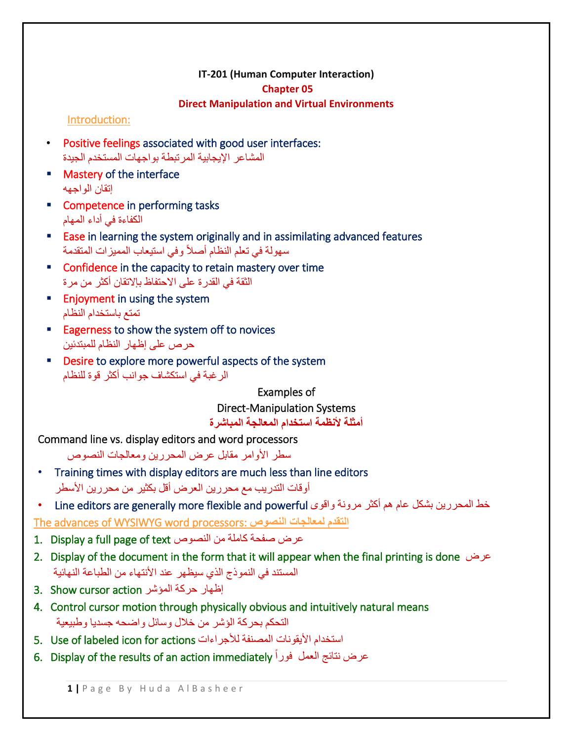**IT-201 (Human Computer Interaction)**

## Chapter 05

## Direct Manipulation and Virtual Environments

### Introduction:

- Positive feelings associated with good user interfaces:
  المشاعر الإيجابية المرتبطة بواجهات المستخدم الجيدة
- Mastery of the interface
  إتقان الواجهه
- Competence in performing tasks
  الكفاءة في أداء المهام
- Ease in learning the system originally and in assimilating advanced features
  سهولة في تعلم النظام أصلاً وفي استيعاب المميزات المتقدمة
- Confidence in the capacity to retain mastery over time
  الثقة في القدرة على الاحتفاظ بالإتقان أكثر من مرة
- Enjoyment in using the system
  تمتع باستخدام النظام
- Eagerness to show the system off to novices
  حرص على إظهار النظام للمبتدئين
- Desire to explore more powerful aspects of the system
  الرغبة في استكشاف جوانب أكثر قوة للنظام

Examples of
Direct-Manipulation Systems
**أمثلة لأنظمة استخدام المعالجة المباشرة**

Command line vs. display editors and word processors
سطر الأوامر مقابل عرض المحررين ومعالجات النصوص

- Training times with display editors are much less than line editors
  أوقات التدريب مع محررين العرض أقل بكثير من محررين الأسطر
- Line editors are generally more flexible and powerful خط المحررين بشكل عام هم أكثر مرونة واقوى

The advances of WYSIWYG word processors: التقدم لمعالجات النصوص

1. Display a full page of text عرض صفحة كاملة من النصوص
2. Display of the document in the form that it will appear when the final printing is done عرض المستند في النموذج الذي سيظهر عند الأنتهاء من الطباعة النهائية
3. Show cursor action إظهار حركة المؤشر
4. Control cursor motion through physically obvious and intuitively natural means
   التحكم بحركة الؤشر من خلال وسائل واضحه جسديا وطبيعية
5. Use of labeled icon for actions استخدام الأيقونات المصنفة للأجراءات
6. Display of the results of an action immediately عرض نتائج العمل فوراً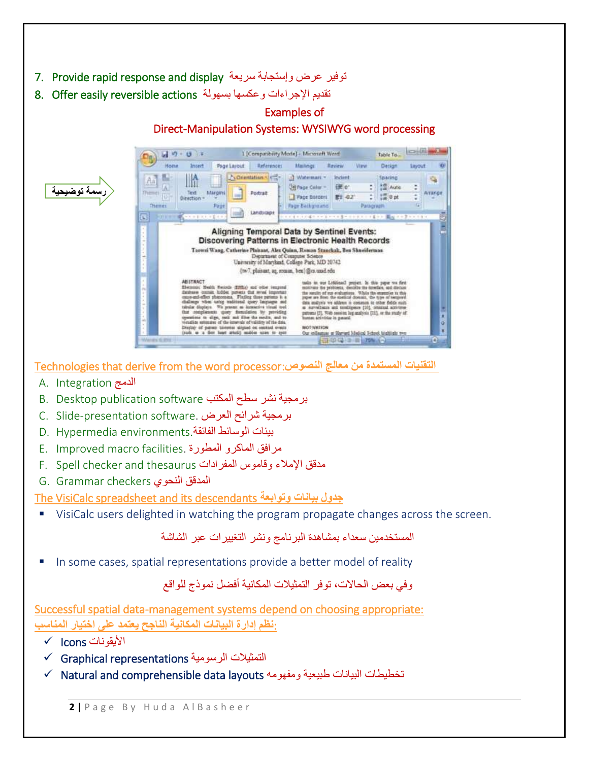7. Provide rapid response and display توفير عرض وإستجابة سريعة
8. Offer easily reversible actions تقديم الإجراءات وعكسها بسهولة

Examples of
Direct-Manipulation Systems: WYSIWYG word processing

رسمة توضيحية

Technologies that derive from the word processor:التقنيات المستمدة من معالج النصوص

A. Integration الدمج
B. Desktop publication software برمجية نشر سطح المكتب
C. Slide-presentation software. برمجية شرائح العرض
D. Hypermedia environments.بيئات الوسائط الفائقة
E. Improved macro facilities. مرافق الماكرو المطورة
F. Spell checker and thesaurus مدقق الإملاء وقاموس المفردات
G. Grammar checkers المدقق النحوي

The VisiCalc spreadsheet and its descendants جدول بيانات وتوابعة

- VisiCalc users delighted in watching the program propagate changes across the screen.

  المستخدمين سعداء بمشاهدة البرنامج ونشر التغييرات عبر الشاشة

- In some cases, spatial representations provide a better model of reality

  وفي بعض الحالات، توفر التمثيلات المكانية أفضل نموذج للواقع

Successful spatial data-management systems depend on choosing appropriate:
نظم إدارة البيانات المكانية الناجح يعتمد على اختيار المناسب:

- ✓ Icons الأيقونات
- ✓ Graphical representations التمثيلات الرسومية
- ✓ Natural and comprehensible data layouts تخطيطات البيانات طبيعية ومفهومه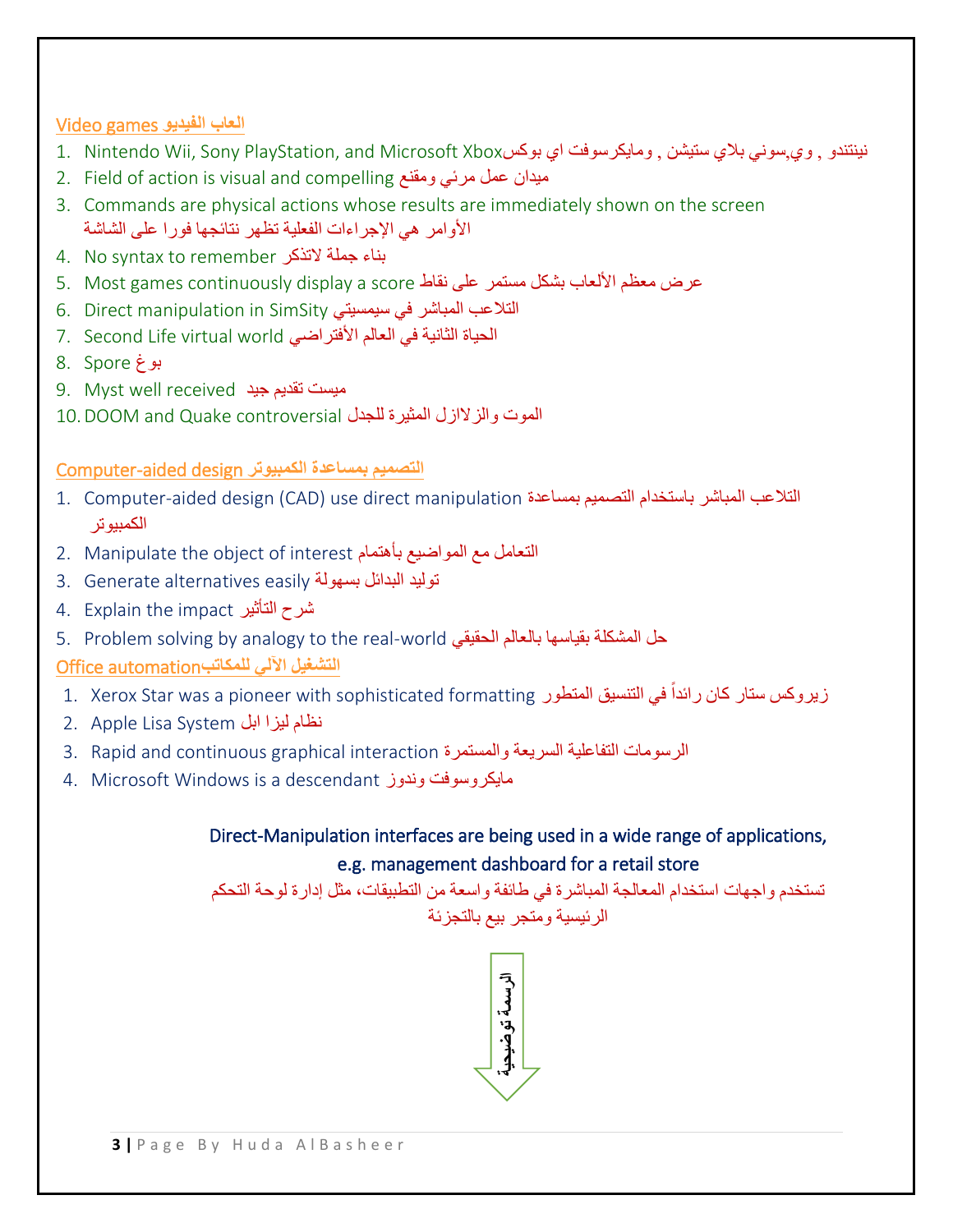## Video games العاب الفيديو

1. Nintendo Wii, Sony PlayStation, and Microsoft Xbox نينتندو , وي,سوني بلاي ستيشن , ومايكرسوفت اي بوكس
2. Field of action is visual and compelling ميدان عمل مرئي ومقنع
3. Commands are physical actions whose results are immediately shown on the screen الأوامر هي الإجراءات الفعلية تظهر نتائجها فورا على الشاشة
4. No syntax to remember بناء جملة لاتذكر
5. Most games continuously display a score عرض معظم الألعاب بشكل مستمر على نقاط
6. Direct manipulation in SimSity التلاعب المباشر في سيمسيتي
7. Second Life virtual world الحياة الثانية في العالم الأفتراضي
8. Spore بوغ
9. Myst well received ميست تقديم جيد
10. DOOM and Quake controversial الموت والزلازل المثيرة للجدل

## Computer-aided design التصميم بمساعدة الكمبيوتر

1. Computer-aided design (CAD) use direct manipulation التلاعب المباشر باستخدام التصميم بمساعدة الكمبيوتر
2. Manipulate the object of interest التعامل مع المواضيع بأهتمام
3. Generate alternatives easily توليد البدائل بسهولة
4. Explain the impact شرح التأثير
5. Problem solving by analogy to the real-world حل المشكلة بقياسها بالعالم الحقيقي

## Office automation التشغيل الآلي للمكاتب

1. Xerox Star was a pioneer with sophisticated formatting زيروكس ستار كان رائداً في التنسيق المتطور
2. Apple Lisa System نظام ليزا ابل
3. Rapid and continuous graphical interaction الرسومات التفاعلية السريعة والمستمرة
4. Microsoft Windows is a descendant مايكروسوفت وندوز

**Direct-Manipulation interfaces are being used in a wide range of applications, e.g. management dashboard for a retail store**

تستخدم واجهات استخدام المعالجة المباشرة في طائفة واسعة من التطبيقات، مثل إدارة لوحة التحكم الرئيسية ومتجر بيع بالتجزئة

الرسمة توضيحية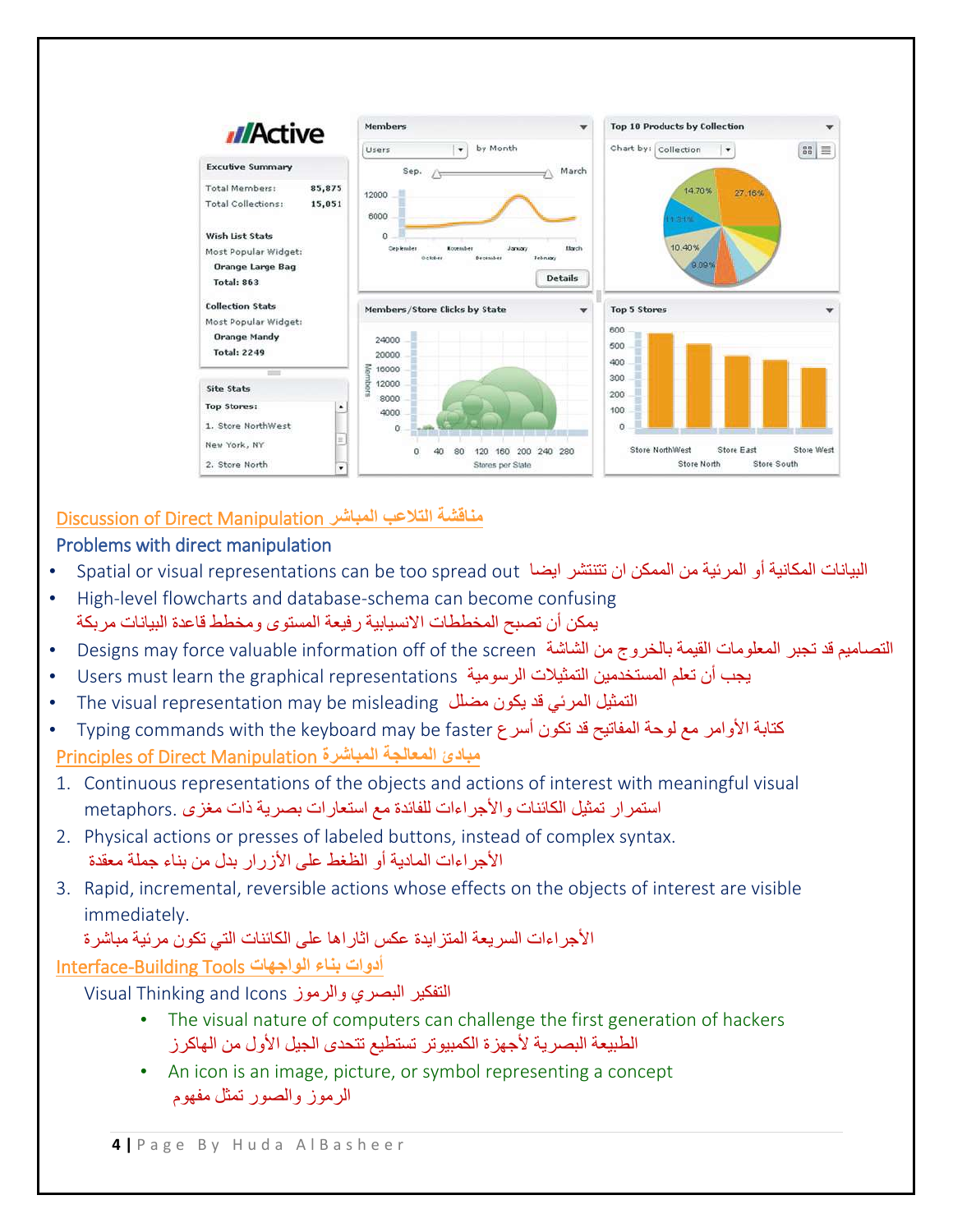## Discussion of Direct Manipulation مناقشة التلاعب المباشر

### Problems with direct manipulation

- Spatial or visual representations can be too spread out البيانات المكانية أو المرئية من الممكن ان تنتشر ايضا
- High-level flowcharts and database-schema can become confusing يمكن أن تصبح المخططات الانسيابية رفيعة المستوى ومخطط قاعدة البيانات مربكة
- Designs may force valuable information off of the screen التصاميم قد تجبر المعلومات القيمة بالخروج من الشاشة
- Users must learn the graphical representations يجب أن تعلم المستخدمين التمثيلات الرسومية
- The visual representation may be misleading التمثيل المرئي قد يكون مضلل
- Typing commands with the keyboard may be faster كتابة الأوامر مع لوحة المفاتيح قد تكون أسرع

## Principles of Direct Manipulation مبادئ المعالجة المباشرة

1. Continuous representations of the objects and actions of interest with meaningful visual metaphors. استمرار تمثيل الكائنات والأجراءات للفائدة مع استعارات بصرية ذات مغزى
2. Physical actions or presses of labeled buttons, instead of complex syntax. الأجراءات المادية أو الظغط على الأزرار بدل من بناء جملة معقدة
3. Rapid, incremental, reversible actions whose effects on the objects of interest are visible immediately. الأجراءات السريعة المتزايدة عكس اثاراها على الكائنات التي تكون مرئية مباشرة

## Interface-Building Tools أدوات بناء الواجهات

Visual Thinking and Icons التفكير البصري والرموز

- The visual nature of computers can challenge the first generation of hackers الطبيعة البصرية لأجهزة الكمبيوتر تستطيع تتحدى الجيل الأول من الهاكرز
- An icon is an image, picture, or symbol representing a concept الرموز والصور تمثل مفهوم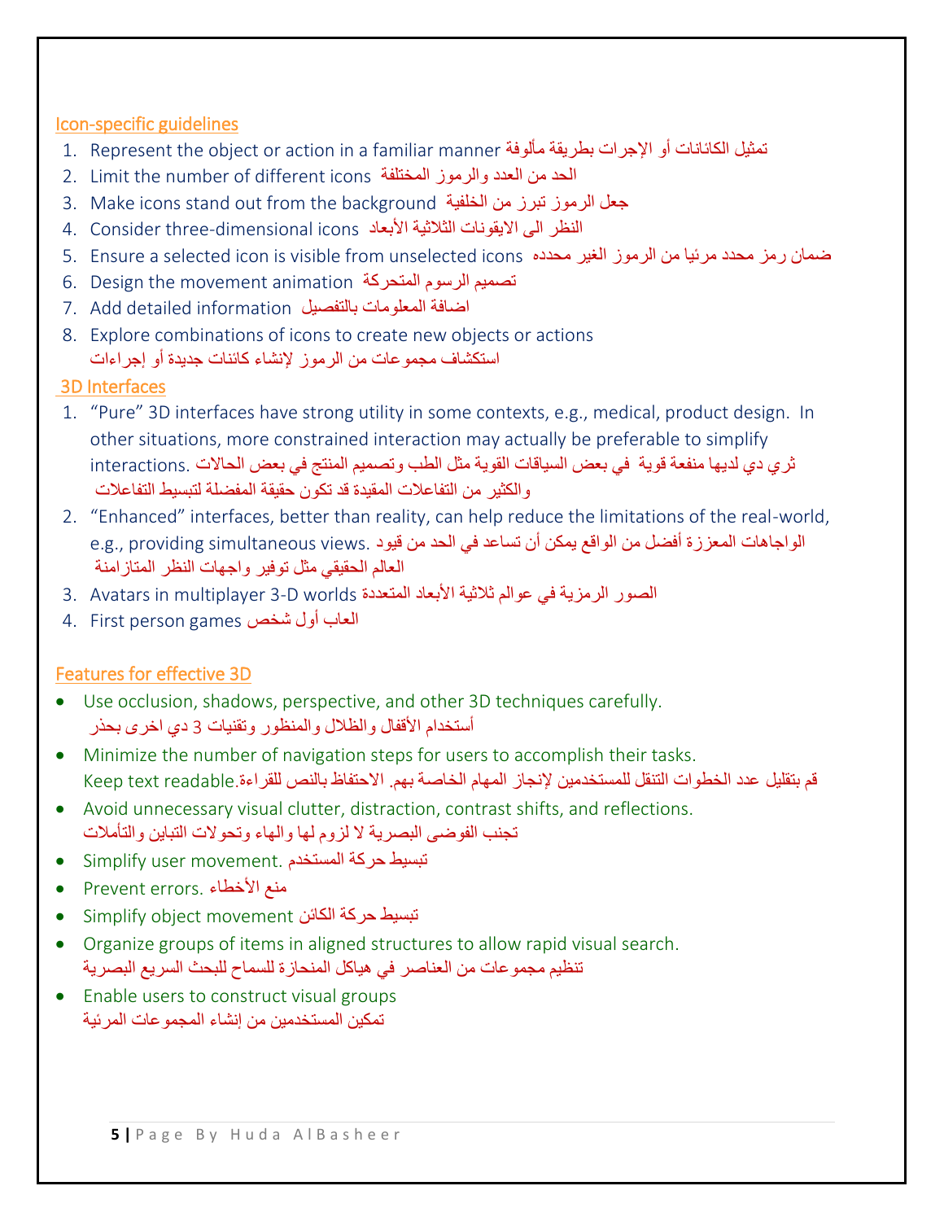## Icon-specific guidelines

1. Represent the object or action in a familiar manner تمثيل الكائنات أو الإجرات بطريقة مألوفة
2. Limit the number of different icons الحد من العدد والرموز المختلفة
3. Make icons stand out from the background جعل الرموز تبرز من الخلفية
4. Consider three-dimensional icons النظر الى الايقونات الثلاثية الأبعاد
5. Ensure a selected icon is visible from unselected icons ضمان رمز محدد مرئيا من الرموز الغير محدده
6. Design the movement animation تصميم الرسوم المتحركة
7. Add detailed information اضافة المعلومات بالتفصيل
8. Explore combinations of icons to create new objects or actions
   استكشاف مجموعات من الرموز لإنشاء كائنات جديدة أو إجراءات

## 3D Interfaces

1. "Pure" 3D interfaces have strong utility in some contexts, e.g., medical, product design. In other situations, more constrained interaction may actually be preferable to simplify interactions. ثري دي لديها منفعة قوية في بعض السياقات القوية مثل الطب وتصميم المنتج في بعض الحالات والكثير من التفاعلات المقيدة قد تكون حقيقة المفضلة لتبسيط التفاعلات
2. "Enhanced" interfaces, better than reality, can help reduce the limitations of the real-world, e.g., providing simultaneous views. الواجاهات المعززة أفضل من الواقع يمكن أن تساعد في الحد من قيود العالم الحقيقي مثل توفير واجهات النظر المتازامنة
3. Avatars in multiplayer 3-D worlds الصور الرمزية في عوالم ثلاثية الأبعاد المتعددة
4. First person games العاب أول شخص

## Features for effective 3D

- Use occlusion, shadows, perspective, and other 3D techniques carefully.
  أستخدام الأقفال والظلال والمنظور وتقنيات 3 دي اخرى بحذر
- Minimize the number of navigation steps for users to accomplish their tasks.
  Keep text readable. قم بتقليل عدد الخطوات التنقل للمستخدمين لإنجاز المهام الخاصة بهم. الاحتفاظ بالنص للقراءة
- Avoid unnecessary visual clutter, distraction, contrast shifts, and reflections.
  تجنب الفوضى البصرية لا لزوم لها والهاء وتحولات التباين والتأملات
- Simplify user movement. تبسيط حركة المستخدم
- Prevent errors. منع الأخطاء
- Simplify object movement تبسيط حركة الكائن
- Organize groups of items in aligned structures to allow rapid visual search.
  تنظيم مجموعات من العناصر في هياكل المنحازة للسماح للبحث السريع البصرية
- Enable users to construct visual groups
  تمكين المستخدمين من إنشاء المجموعات المرئية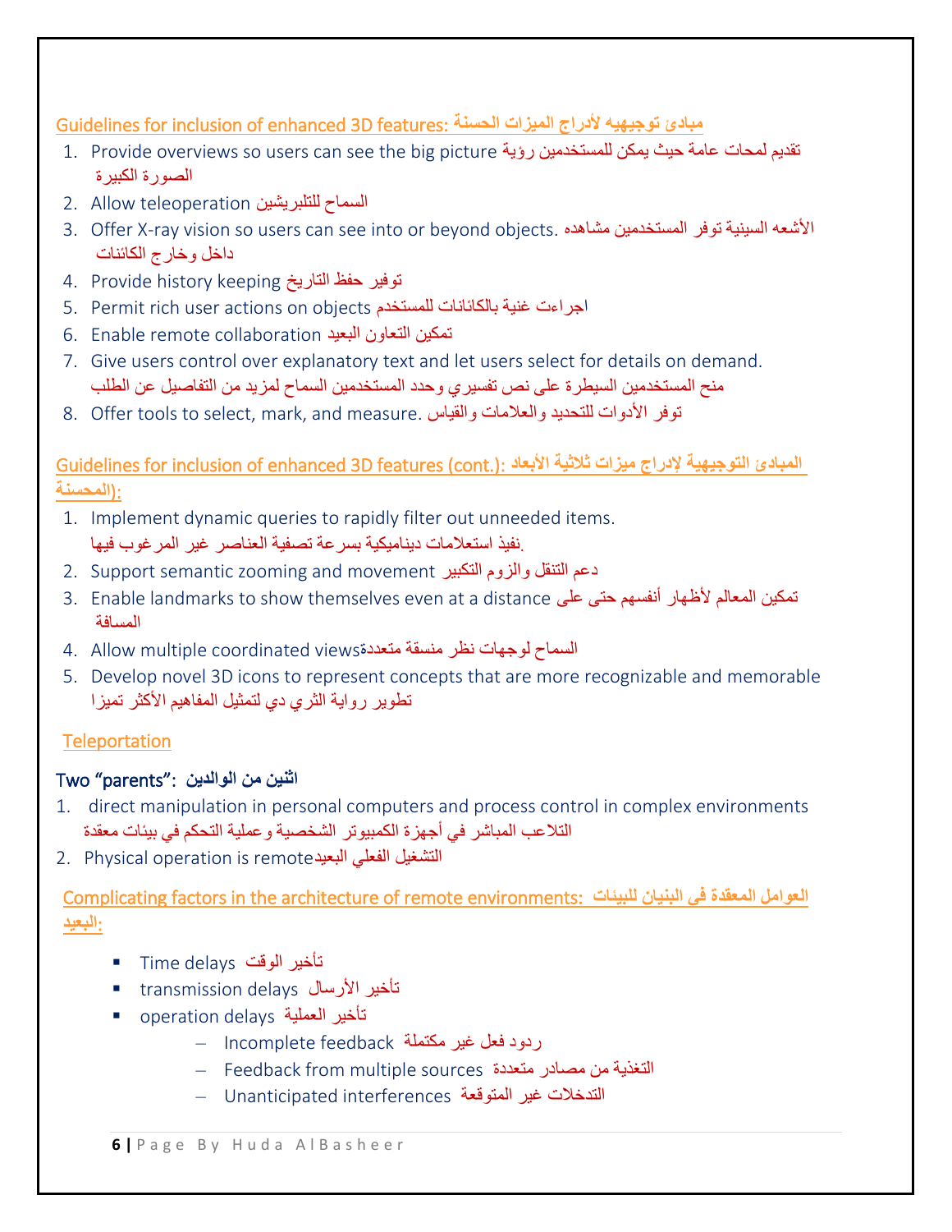Guidelines for inclusion of enhanced 3D features: مبادئ توجيهيه لأدراج الميزات الحسنة

1. Provide overviews so users can see the big picture تقديم لمحات عامة حيث يمكن للمستخدمين رؤية الصورة الكبيرة
2. Allow teleoperation السماح للتلبريشين
3. Offer X-ray vision so users can see into or beyond objects. الأشعه السينية توفر المستخدمين مشاهده داخل وخارج الكائنات
4. Provide history keeping توفير حفظ التاريخ
5. Permit rich user actions on objects اجراءت غنية بالكائنات للمستخدم
6. Enable remote collaboration تمكين التعاون البعيد
7. Give users control over explanatory text and let users select for details on demand. منح المستخدمين السيطرة على نص تفسيري وحدد المستخدمين السماح لمزيد من التفاصيل عن الطلب
8. Offer tools to select, mark, and measure. توفر الأدوات للتحديد والعلامات والقياس

Guidelines for inclusion of enhanced 3D features (cont.): المبادئ التوجيهية لإدراج ميزات ثلاثية الأبعاد (المحسنة):

1. Implement dynamic queries to rapidly filter out unneeded items. نفيذ استعلامات ديناميكية بسرعة تصفية العناصر غير المرغوب فيها.
2. Support semantic zooming and movement دعم التنقل والزوم التكبير
3. Enable landmarks to show themselves even at a distance تمكين المعالم لأظهار أنفسهم حتى على المسافة
4. Allow multiple coordinated viewsالسماح لوجهات نظر منسقة متعددة
5. Develop novel 3D icons to represent concepts that are more recognizable and memorable تطوير رواية الثري دي لتمثيل المفاهيم الأكثر تميزا

Teleportation

Two "parents": اثنين من الوالدين

1. direct manipulation in personal computers and process control in complex environments التلاعب المباشر في أجهزة الكمبيوتر الشخصية وعملية التحكم في بيئات معقدة
2. Physical operation is remoteالتشغيل الفعلي البعيد

Complicating factors in the architecture of remote environments: العوامل المعقدة في البنيان للبيئات البعيد:

- Time delays تأخير الوقت
- transmission delays تأخير الأرسال
- operation delays تأخير العملية
  - Incomplete feedback ردود فعل غير مكتملة
  - Feedback from multiple sources التغذية من مصادر متعددة
  - Unanticipated interferences التدخلات غير المتوقعة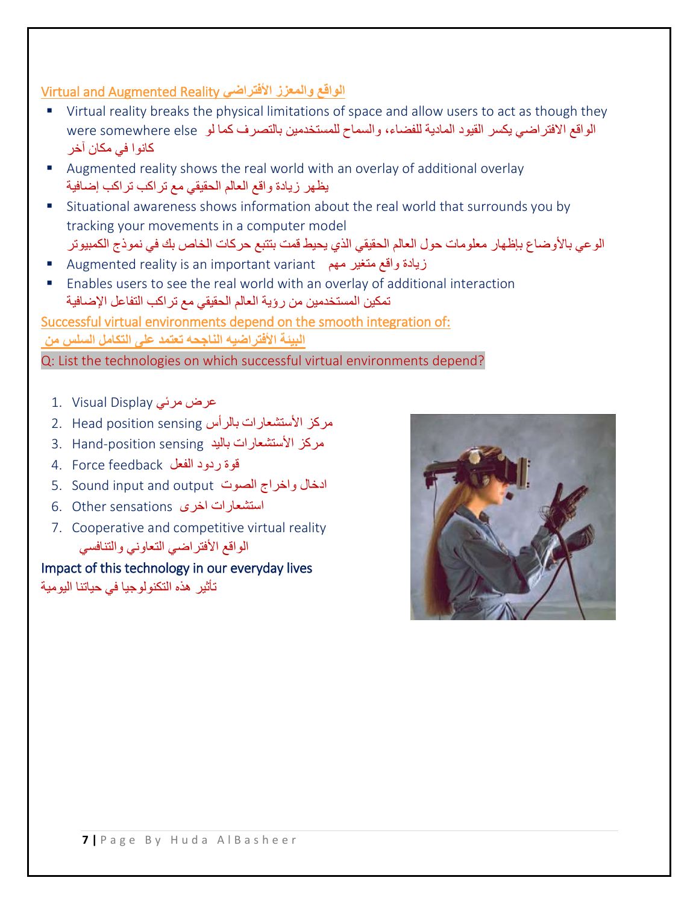## Virtual and Augmented Reality الواقع والمعزز الأفتراضي

- Virtual reality breaks the physical limitations of space and allow users to act as though they were somewhere else الواقع الافتراضي يكسر القيود المادية للفضاء، والسماح للمستخدمين بالتصرف كما لو كانوا في مكان آخر
- Augmented reality shows the real world with an overlay of additional overlay يظهر زيادة واقع العالم الحقيقي مع تراكب تراكب إضافية
- Situational awareness shows information about the real world that surrounds you by tracking your movements in a computer model الوعي بالأوضاع بإظهار معلومات حول العالم الحقيقي الذي يحيط قمت بتتبع حركات الخاص بك في نموذج الكمبيوتر
- Augmented reality is an important variant زيادة واقع متغير مهم
- Enables users to see the real world with an overlay of additional interaction تمكين المستخدمين من رؤية العالم الحقيقي مع تراكب التفاعل الإضافية

**Successful virtual environments depend on the smooth integration of:**
**البيئة الأفتراضيه الناجحه تعتمد على التكامل السلس من**

Q: List the technologies on which successful virtual environments depend?

1. Visual Display عرض مرئي
2. Head position sensing مركز الأستشعارات بالرأس
3. Hand-position sensing مركز الأستشعارات باليد
4. Force feedback قوة ردود الفعل
5. Sound input and output ادخال واخراج الصوت
6. Other sensations استشعارات اخرى
7. Cooperative and competitive virtual reality الواقع الأفتراضي التعاوني والتنافسي

Impact of this technology in our everyday lives
تأثير هذه التكنولوجيا في حياتنا اليومية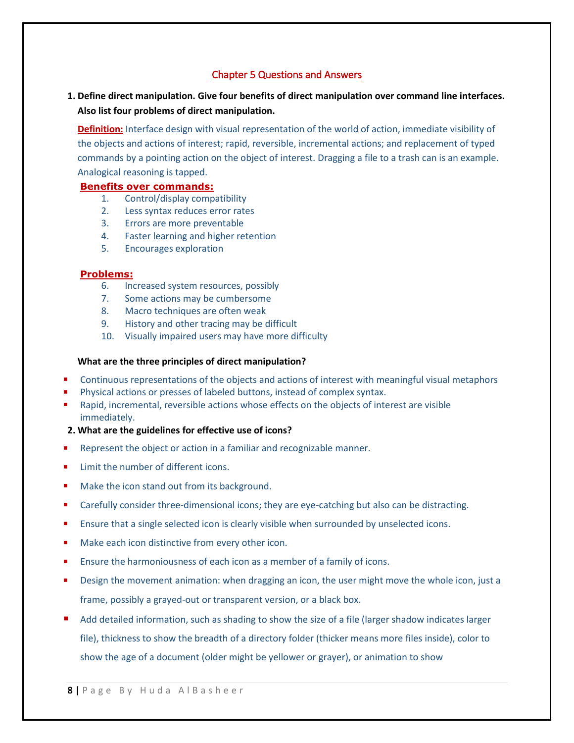## Chapter 5 Questions and Answers

**1. Define direct manipulation. Give four benefits of direct manipulation over command line interfaces. Also list four problems of direct manipulation.**

**Definition:** Interface design with visual representation of the world of action, immediate visibility of the objects and actions of interest; rapid, reversible, incremental actions; and replacement of typed commands by a pointing action on the object of interest. Dragging a file to a trash can is an example. Analogical reasoning is tapped.

**Benefits over commands:**

1. Control/display compatibility
2. Less syntax reduces error rates
3. Errors are more preventable
4. Faster learning and higher retention
5. Encourages exploration

**Problems:**

6. Increased system resources, possibly
7. Some actions may be cumbersome
8. Macro techniques are often weak
9. History and other tracing may be difficult
10. Visually impaired users may have more difficulty

**What are the three principles of direct manipulation?**

- Continuous representations of the objects and actions of interest with meaningful visual metaphors
- Physical actions or presses of labeled buttons, instead of complex syntax.
- Rapid, incremental, reversible actions whose effects on the objects of interest are visible immediately.

**2. What are the guidelines for effective use of icons?**

- Represent the object or action in a familiar and recognizable manner.
- Limit the number of different icons.
- Make the icon stand out from its background.
- Carefully consider three-dimensional icons; they are eye-catching but also can be distracting.
- Ensure that a single selected icon is clearly visible when surrounded by unselected icons.
- Make each icon distinctive from every other icon.
- Ensure the harmoniousness of each icon as a member of a family of icons.
- Design the movement animation: when dragging an icon, the user might move the whole icon, just a frame, possibly a grayed-out or transparent version, or a black box.
- Add detailed information, such as shading to show the size of a file (larger shadow indicates larger file), thickness to show the breadth of a directory folder (thicker means more files inside), color to show the age of a document (older might be yellower or grayer), or animation to show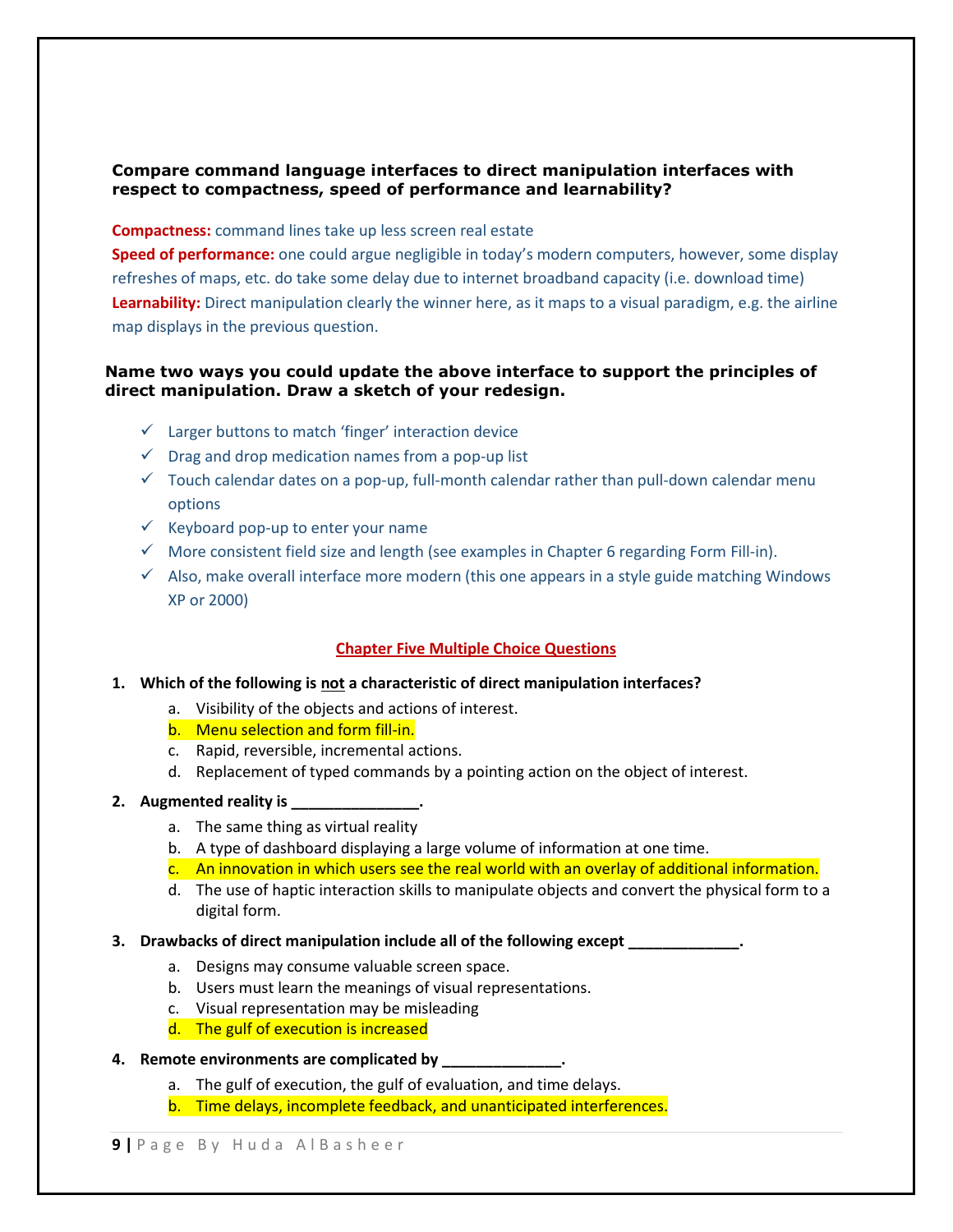**Compare command language interfaces to direct manipulation interfaces with respect to compactness, speed of performance and learnability?**

**Compactness:** command lines take up less screen real estate

**Speed of performance:** one could argue negligible in today's modern computers, however, some display refreshes of maps, etc. do take some delay due to internet broadband capacity (i.e. download time)

**Learnability:** Direct manipulation clearly the winner here, as it maps to a visual paradigm, e.g. the airline map displays in the previous question.

**Name two ways you could update the above interface to support the principles of direct manipulation. Draw a sketch of your redesign.**

- ✓ Larger buttons to match 'finger' interaction device
- ✓ Drag and drop medication names from a pop-up list
- ✓ Touch calendar dates on a pop-up, full-month calendar rather than pull-down calendar menu options
- ✓ Keyboard pop-up to enter your name
- ✓ More consistent field size and length (see examples in Chapter 6 regarding Form Fill-in).
- ✓ Also, make overall interface more modern (this one appears in a style guide matching Windows XP or 2000)

## Chapter Five Multiple Choice Questions

**1. Which of the following is not a characteristic of direct manipulation interfaces?**

a. Visibility of the objects and actions of interest.
b. Menu selection and form fill-in.
c. Rapid, reversible, incremental actions.
d. Replacement of typed commands by a pointing action on the object of interest.

**2. Augmented reality is _______________.**

a. The same thing as virtual reality
b. A type of dashboard displaying a large volume of information at one time.
c. An innovation in which users see the real world with an overlay of additional information.
d. The use of haptic interaction skills to manipulate objects and convert the physical form to a digital form.

**3. Drawbacks of direct manipulation include all of the following except _____________.**

a. Designs may consume valuable screen space.
b. Users must learn the meanings of visual representations.
c. Visual representation may be misleading
d. The gulf of execution is increased

**4. Remote environments are complicated by ______________.**

a. The gulf of execution, the gulf of evaluation, and time delays.
b. Time delays, incomplete feedback, and unanticipated interferences.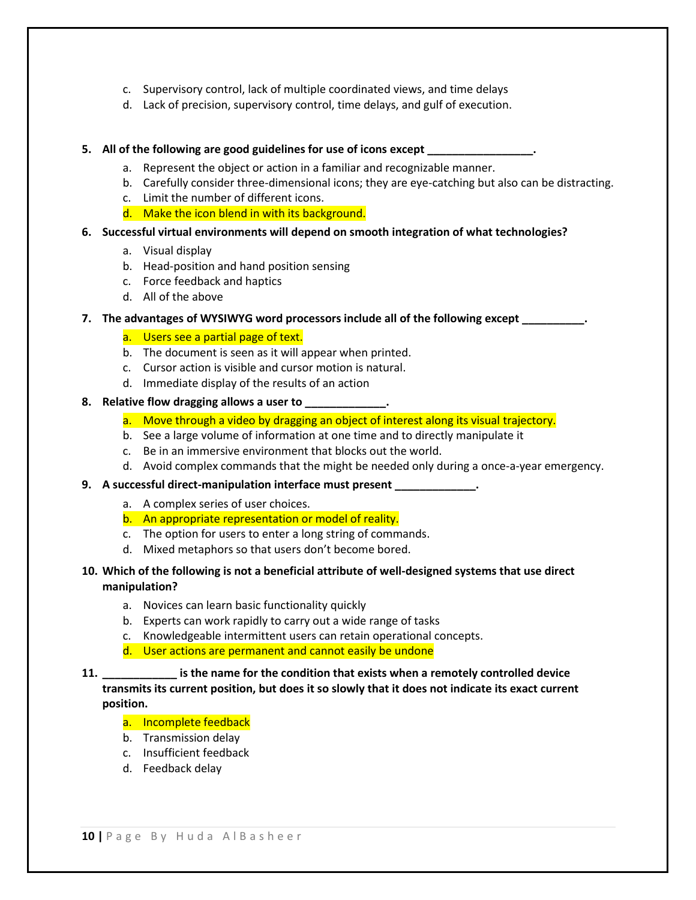c. Supervisory control, lack of multiple coordinated views, and time delays
d. Lack of precision, supervisory control, time delays, and gulf of execution.

**5. All of the following are good guidelines for use of icons except _________________.**

a. Represent the object or action in a familiar and recognizable manner.
b. Carefully consider three-dimensional icons; they are eye-catching but also can be distracting.
c. Limit the number of different icons.
d. Make the icon blend in with its background.

**6. Successful virtual environments will depend on smooth integration of what technologies?**

a. Visual display
b. Head-position and hand position sensing
c. Force feedback and haptics
d. All of the above

**7. The advantages of WYSIWYG word processors include all of the following except __________.**

a. Users see a partial page of text.
b. The document is seen as it will appear when printed.
c. Cursor action is visible and cursor motion is natural.
d. Immediate display of the results of an action

**8. Relative flow dragging allows a user to _____________.**

a. Move through a video by dragging an object of interest along its visual trajectory.
b. See a large volume of information at one time and to directly manipulate it
c. Be in an immersive environment that blocks out the world.
d. Avoid complex commands that the might be needed only during a once-a-year emergency.

**9. A successful direct-manipulation interface must present _____________.**

a. A complex series of user choices.
b. An appropriate representation or model of reality.
c. The option for users to enter a long string of commands.
d. Mixed metaphors so that users don't become bored.

**10. Which of the following is not a beneficial attribute of well-designed systems that use direct manipulation?**

a. Novices can learn basic functionality quickly
b. Experts can work rapidly to carry out a wide range of tasks
c. Knowledgeable intermittent users can retain operational concepts.
d. User actions are permanent and cannot easily be undone

**11. ____________ is the name for the condition that exists when a remotely controlled device transmits its current position, but does it so slowly that it does not indicate its exact current position.**

a. Incomplete feedback
b. Transmission delay
c. Insufficient feedback
d. Feedback delay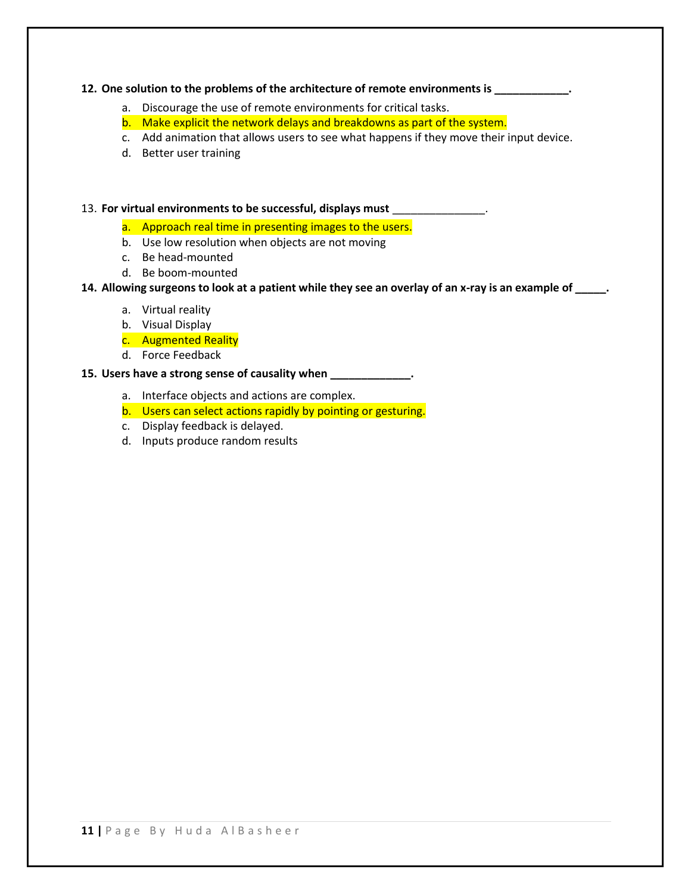**12. One solution to the problems of the architecture of remote environments is ____________.**

a. Discourage the use of remote environments for critical tasks.
b. Make explicit the network delays and breakdowns as part of the system.
c. Add animation that allows users to see what happens if they move their input device.
d. Better user training

13. **For virtual environments to be successful, displays must** _______________.

a. Approach real time in presenting images to the users.
b. Use low resolution when objects are not moving
c. Be head-mounted
d. Be boom-mounted

**14. Allowing surgeons to look at a patient while they see an overlay of an x-ray is an example of _____.**

a. Virtual reality
b. Visual Display
c. Augmented Reality
d. Force Feedback

**15. Users have a strong sense of causality when _____________.**

a. Interface objects and actions are complex.
b. Users can select actions rapidly by pointing or gesturing.
c. Display feedback is delayed.
d. Inputs produce random results